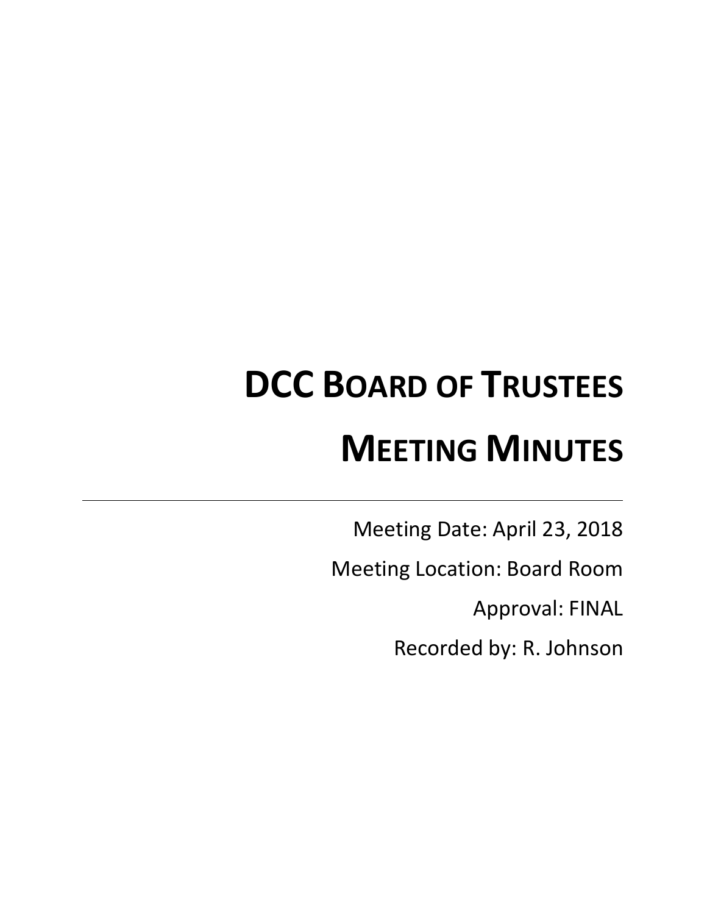# DCC Board of Trustees

# Meeting Minutes

---

Meeting Date: April 23, 2018

Meeting Location: Board Room

Approval: FINAL

Recorded by: R. Johnson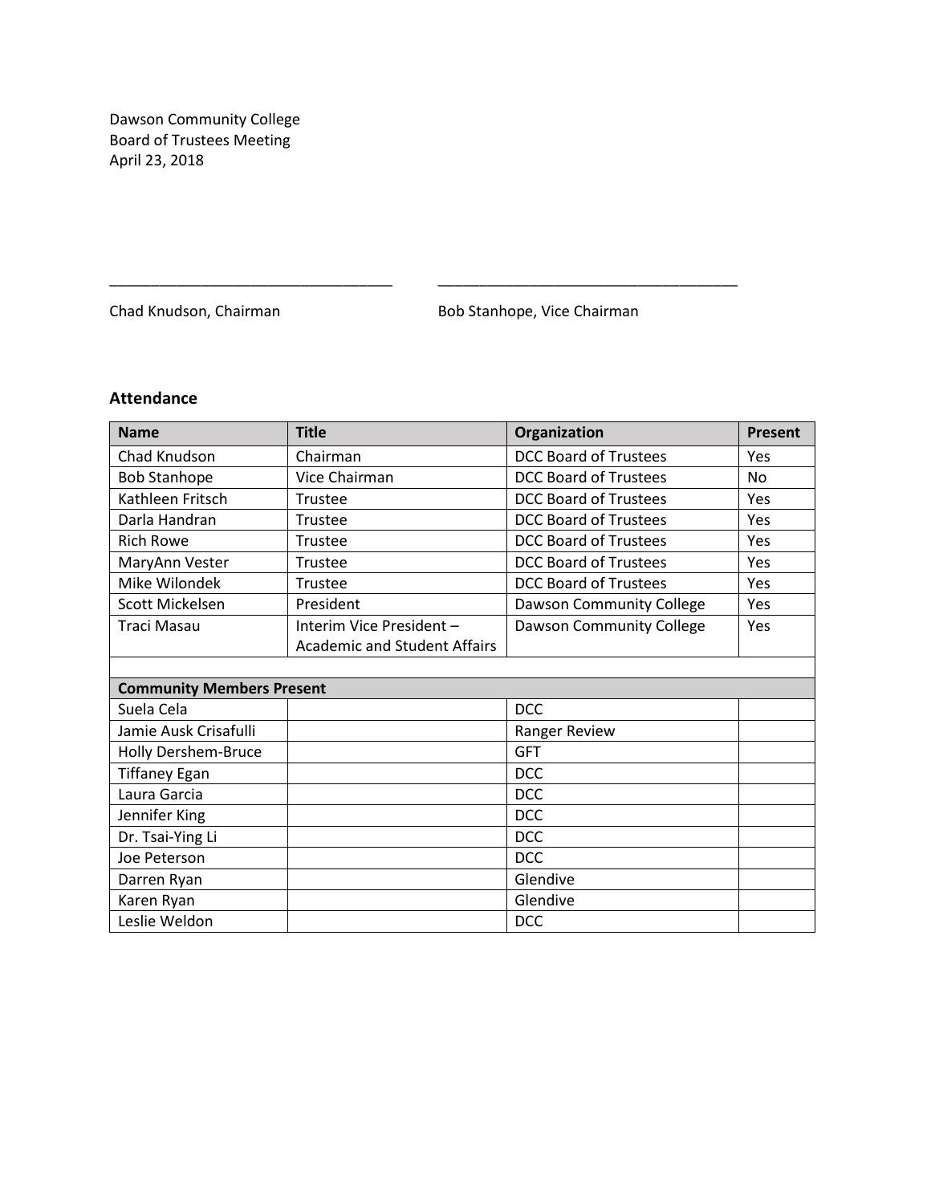Dawson Community College
Board of Trustees Meeting
April 23, 2018

\_\_\_\_\_\_\_\_\_\_\_\_\_\_\_\_\_\_\_\_\_\_\_\_\_\_\_\_\_\_\_\_\_\_\_ \_\_\_\_\_\_\_\_\_\_\_\_\_\_\_\_\_\_\_\_\_\_\_\_\_\_\_\_\_\_\_\_\_\_\_\_\_

Chad Knudson, Chairman Bob Stanhope, Vice Chairman

### Attendance

| Name | Title | Organization | Present |
|---|---|---|---|
| Chad Knudson | Chairman | DCC Board of Trustees | Yes |
| Bob Stanhope | Vice Chairman | DCC Board of Trustees | No |
| Kathleen Fritsch | Trustee | DCC Board of Trustees | Yes |
| Darla Handran | Trustee | DCC Board of Trustees | Yes |
| Rich Rowe | Trustee | DCC Board of Trustees | Yes |
| MaryAnn Vester | Trustee | DCC Board of Trustees | Yes |
| Mike Wilondek | Trustee | DCC Board of Trustees | Yes |
| Scott Mickelsen | President | Dawson Community College | Yes |
| Traci Masau | Interim Vice President – Academic and Student Affairs | Dawson Community College | Yes |
| | | | |
| **Community Members Present** | | | |
| Suela Cela | | DCC | |
| Jamie Ausk Crisafulli | | Ranger Review | |
| Holly Dershem-Bruce | | GFT | |
| Tiffaney Egan | | DCC | |
| Laura Garcia | | DCC | |
| Jennifer King | | DCC | |
| Dr. Tsai-Ying Li | | DCC | |
| Joe Peterson | | DCC | |
| Darren Ryan | | Glendive | |
| Karen Ryan | | Glendive | |
| Leslie Weldon | | DCC | |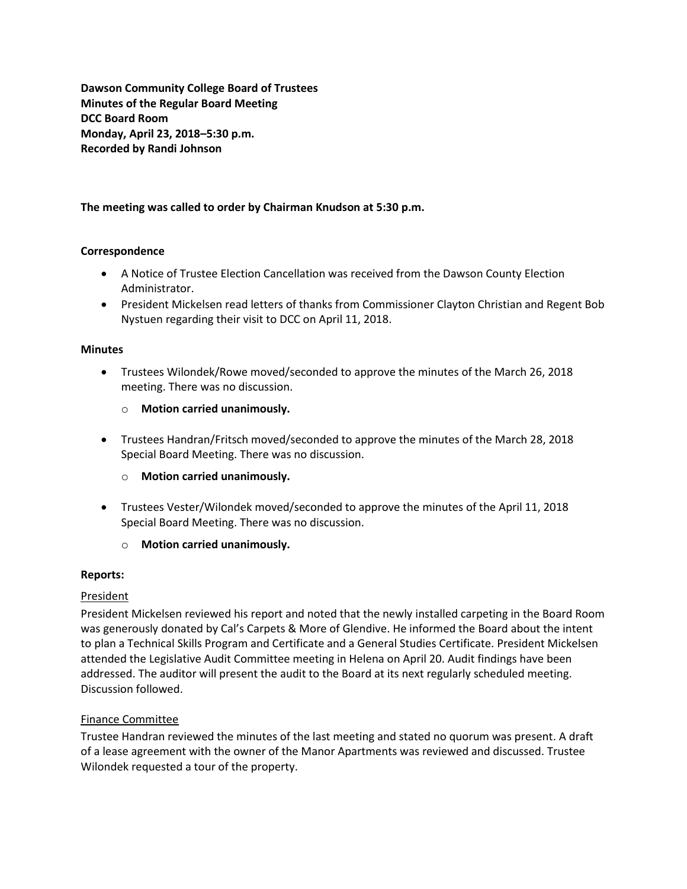**Dawson Community College Board of Trustees**
**Minutes of the Regular Board Meeting**
**DCC Board Room**
**Monday, April 23, 2018–5:30 p.m.**
**Recorded by Randi Johnson**

**The meeting was called to order by Chairman Knudson at 5:30 p.m.**

**Correspondence**

- A Notice of Trustee Election Cancellation was received from the Dawson County Election Administrator.
- President Mickelsen read letters of thanks from Commissioner Clayton Christian and Regent Bob Nystuen regarding their visit to DCC on April 11, 2018.

**Minutes**

- Trustees Wilondek/Rowe moved/seconded to approve the minutes of the March 26, 2018 meeting. There was no discussion.
    - **Motion carried unanimously.**
- Trustees Handran/Fritsch moved/seconded to approve the minutes of the March 28, 2018 Special Board Meeting. There was no discussion.
    - **Motion carried unanimously.**
- Trustees Vester/Wilondek moved/seconded to approve the minutes of the April 11, 2018 Special Board Meeting. There was no discussion.
    - **Motion carried unanimously.**

**Reports:**

President

President Mickelsen reviewed his report and noted that the newly installed carpeting in the Board Room was generously donated by Cal's Carpets & More of Glendive. He informed the Board about the intent to plan a Technical Skills Program and Certificate and a General Studies Certificate. President Mickelsen attended the Legislative Audit Committee meeting in Helena on April 20. Audit findings have been addressed. The auditor will present the audit to the Board at its next regularly scheduled meeting. Discussion followed.

Finance Committee

Trustee Handran reviewed the minutes of the last meeting and stated no quorum was present. A draft of a lease agreement with the owner of the Manor Apartments was reviewed and discussed. Trustee Wilondek requested a tour of the property.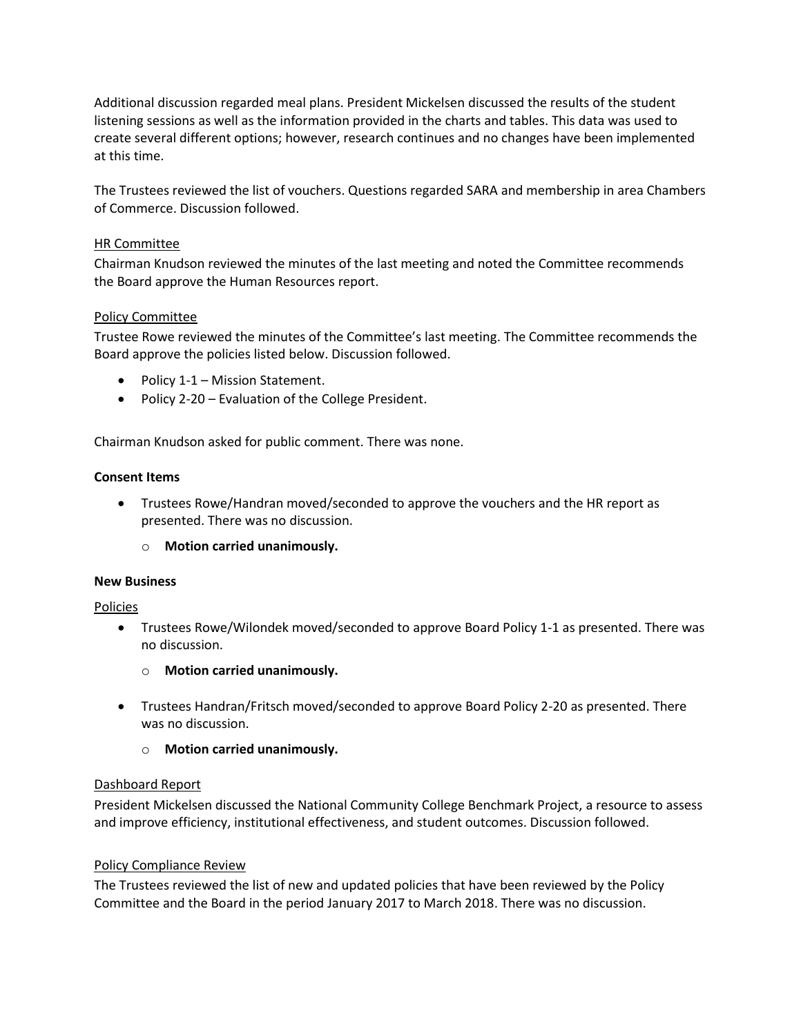Additional discussion regarded meal plans. President Mickelsen discussed the results of the student listening sessions as well as the information provided in the charts and tables. This data was used to create several different options; however, research continues and no changes have been implemented at this time.

The Trustees reviewed the list of vouchers. Questions regarded SARA and membership in area Chambers of Commerce. Discussion followed.

### HR Committee

Chairman Knudson reviewed the minutes of the last meeting and noted the Committee recommends the Board approve the Human Resources report.

### Policy Committee

Trustee Rowe reviewed the minutes of the Committee's last meeting. The Committee recommends the Board approve the policies listed below. Discussion followed.

- Policy 1-1 – Mission Statement.
- Policy 2-20 – Evaluation of the College President.

Chairman Knudson asked for public comment. There was none.

## Consent Items

- Trustees Rowe/Handran moved/seconded to approve the vouchers and the HR report as presented. There was no discussion.
  - **Motion carried unanimously.**

## New Business

### Policies

- Trustees Rowe/Wilondek moved/seconded to approve Board Policy 1-1 as presented. There was no discussion.
  - **Motion carried unanimously.**
- Trustees Handran/Fritsch moved/seconded to approve Board Policy 2-20 as presented. There was no discussion.
  - **Motion carried unanimously.**

### Dashboard Report

President Mickelsen discussed the National Community College Benchmark Project, a resource to assess and improve efficiency, institutional effectiveness, and student outcomes. Discussion followed.

### Policy Compliance Review

The Trustees reviewed the list of new and updated policies that have been reviewed by the Policy Committee and the Board in the period January 2017 to March 2018. There was no discussion.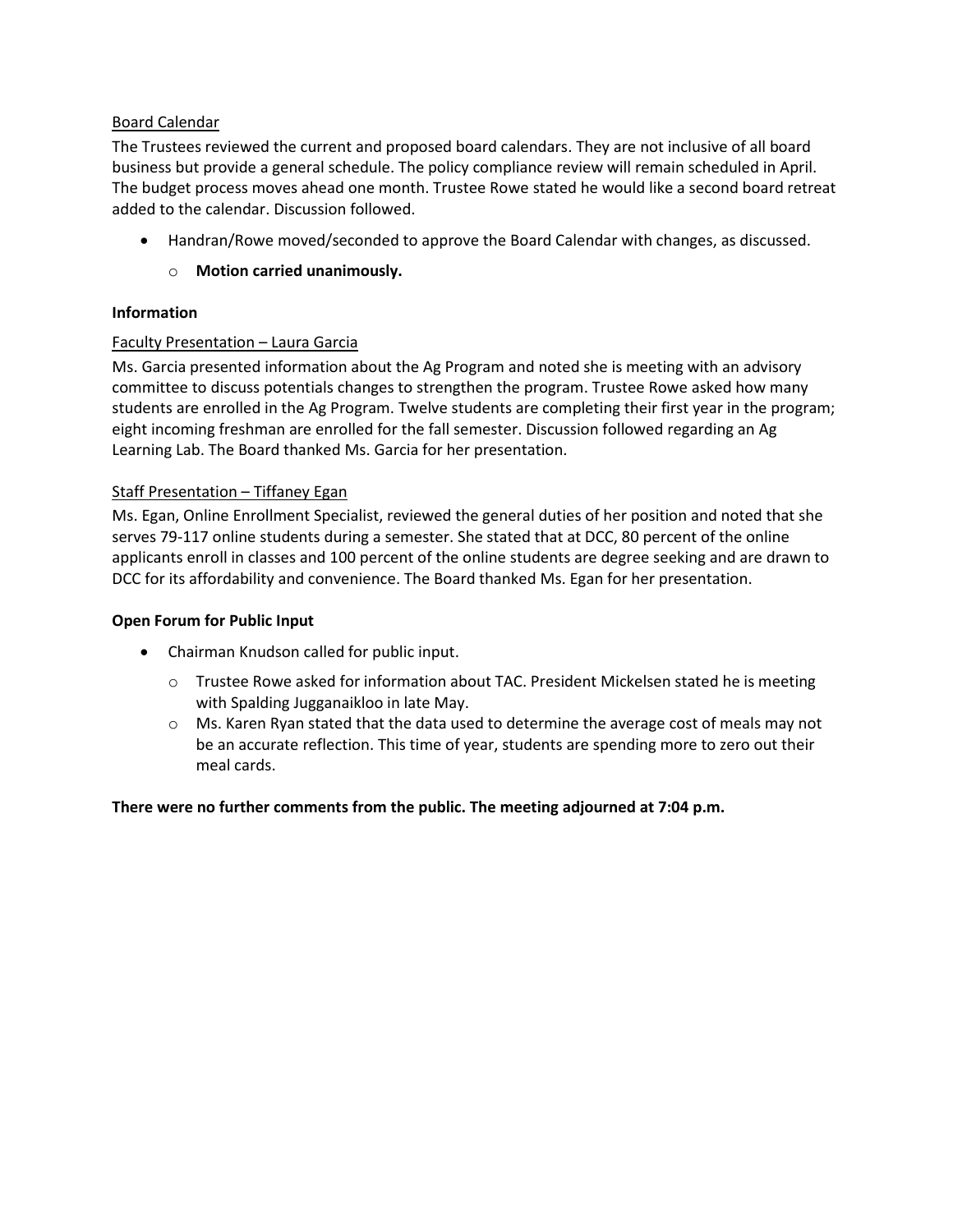<u>Board Calendar</u>

The Trustees reviewed the current and proposed board calendars. They are not inclusive of all board business but provide a general schedule. The policy compliance review will remain scheduled in April. The budget process moves ahead one month. Trustee Rowe stated he would like a second board retreat added to the calendar. Discussion followed.

- Handran/Rowe moved/seconded to approve the Board Calendar with changes, as discussed.
  - **Motion carried unanimously.**

**Information**

<u>Faculty Presentation – Laura Garcia</u>

Ms. Garcia presented information about the Ag Program and noted she is meeting with an advisory committee to discuss potentials changes to strengthen the program. Trustee Rowe asked how many students are enrolled in the Ag Program. Twelve students are completing their first year in the program; eight incoming freshman are enrolled for the fall semester. Discussion followed regarding an Ag Learning Lab. The Board thanked Ms. Garcia for her presentation.

<u>Staff Presentation – Tiffaney Egan</u>

Ms. Egan, Online Enrollment Specialist, reviewed the general duties of her position and noted that she serves 79-117 online students during a semester. She stated that at DCC, 80 percent of the online applicants enroll in classes and 100 percent of the online students are degree seeking and are drawn to DCC for its affordability and convenience. The Board thanked Ms. Egan for her presentation.

**Open Forum for Public Input**

- Chairman Knudson called for public input.
  - Trustee Rowe asked for information about TAC. President Mickelsen stated he is meeting with Spalding Jugganaikloo in late May.
  - Ms. Karen Ryan stated that the data used to determine the average cost of meals may not be an accurate reflection. This time of year, students are spending more to zero out their meal cards.

**There were no further comments from the public. The meeting adjourned at 7:04 p.m.**